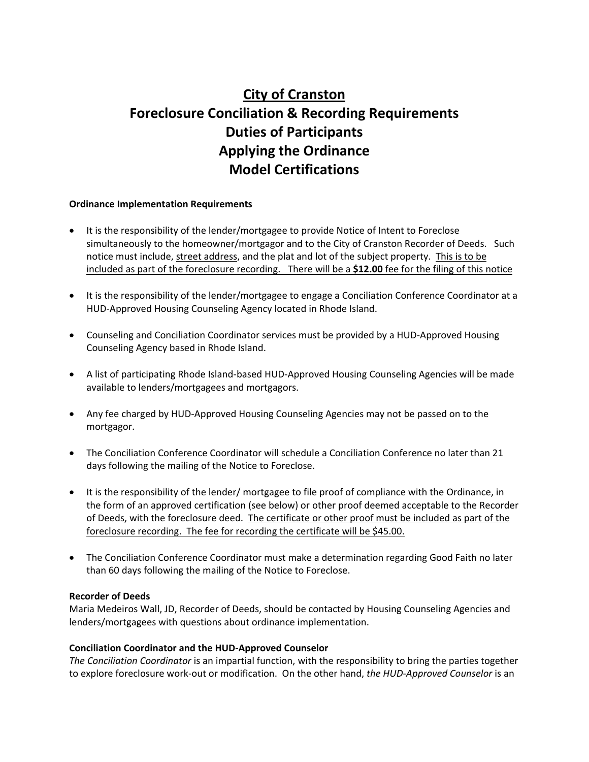# <u>City of Cranston</u>
# Foreclosure Conciliation & Recording Requirements
# Duties of Participants
# Applying the Ordinance
# Model Certifications

**Ordinance Implementation Requirements**

- It is the responsibility of the lender/mortgagee to provide Notice of Intent to Foreclose simultaneously to the homeowner/mortgagor and to the City of Cranston Recorder of Deeds. Such notice must include, <u>street address</u>, and the plat and lot of the subject property. <u>This is to be included as part of the foreclosure recording. There will be a **$12.00** fee for the filing of this notice</u>

- It is the responsibility of the lender/mortgagee to engage a Conciliation Conference Coordinator at a HUD-Approved Housing Counseling Agency located in Rhode Island.

- Counseling and Conciliation Coordinator services must be provided by a HUD-Approved Housing Counseling Agency based in Rhode Island.

- A list of participating Rhode Island-based HUD-Approved Housing Counseling Agencies will be made available to lenders/mortgagees and mortgagors.

- Any fee charged by HUD-Approved Housing Counseling Agencies may not be passed on to the mortgagor.

- The Conciliation Conference Coordinator will schedule a Conciliation Conference no later than 21 days following the mailing of the Notice to Foreclose.

- It is the responsibility of the lender/ mortgagee to file proof of compliance with the Ordinance, in the form of an approved certification (see below) or other proof deemed acceptable to the Recorder of Deeds, with the foreclosure deed. <u>The certificate or other proof must be included as part of the foreclosure recording. The fee for recording the certificate will be $45.00.</u>

- The Conciliation Conference Coordinator must make a determination regarding Good Faith no later than 60 days following the mailing of the Notice to Foreclose.

**Recorder of Deeds**

Maria Medeiros Wall, JD, Recorder of Deeds, should be contacted by Housing Counseling Agencies and lenders/mortgagees with questions about ordinance implementation.

**Conciliation Coordinator and the HUD-Approved Counselor**

*The Conciliation Coordinator* is an impartial function, with the responsibility to bring the parties together to explore foreclosure work-out or modification. On the other hand, *the HUD-Approved Counselor* is an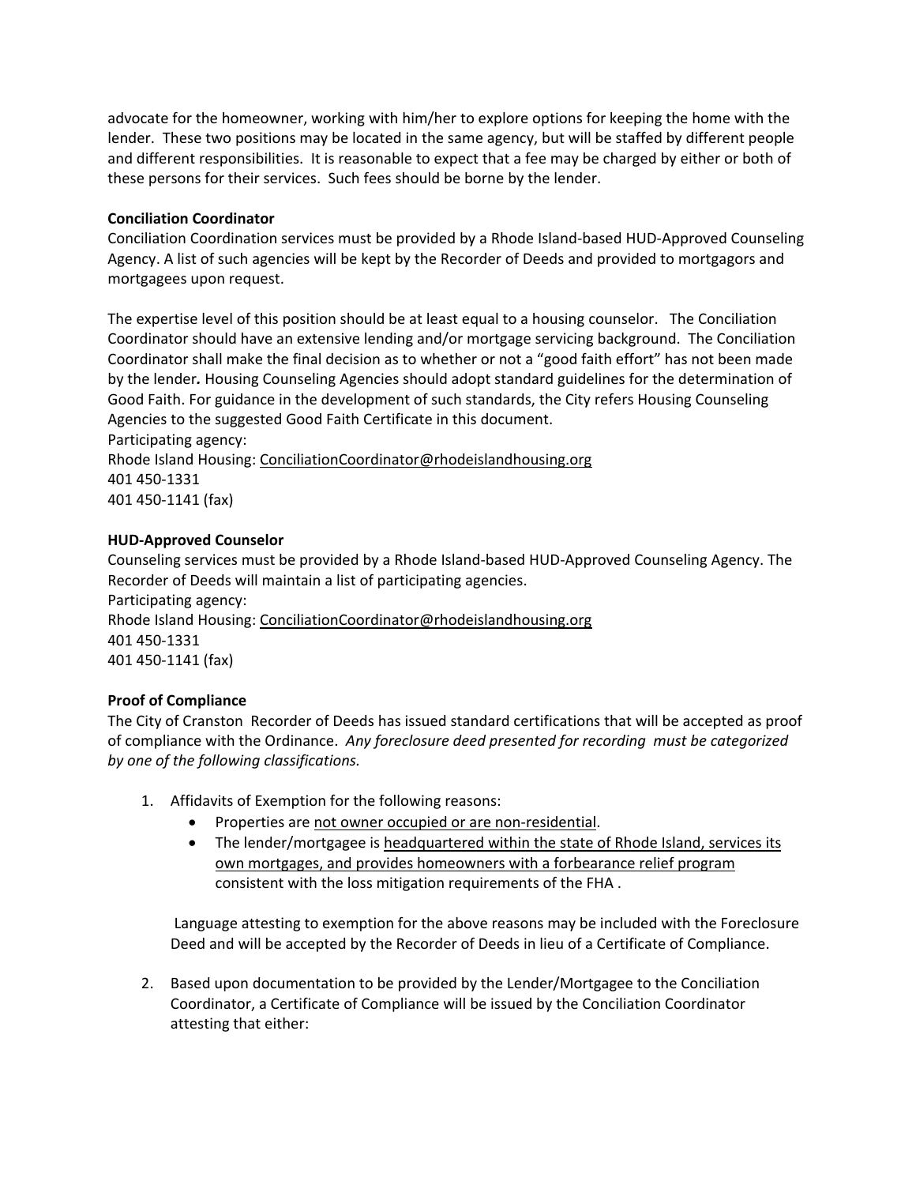advocate for the homeowner, working with him/her to explore options for keeping the home with the lender. These two positions may be located in the same agency, but will be staffed by different people and different responsibilities. It is reasonable to expect that a fee may be charged by either or both of these persons for their services. Such fees should be borne by the lender.

**Conciliation Coordinator**

Conciliation Coordination services must be provided by a Rhode Island-based HUD-Approved Counseling Agency. A list of such agencies will be kept by the Recorder of Deeds and provided to mortgagors and mortgagees upon request.

The expertise level of this position should be at least equal to a housing counselor. The Conciliation Coordinator should have an extensive lending and/or mortgage servicing background. The Conciliation Coordinator shall make the final decision as to whether or not a "good faith effort" has not been made by the lender**.** Housing Counseling Agencies should adopt standard guidelines for the determination of Good Faith. For guidance in the development of such standards, the City refers Housing Counseling Agencies to the suggested Good Faith Certificate in this document.

Participating agency:
Rhode Island Housing: <u>ConciliationCoordinator@rhodeislandhousing.org</u>
401 450-1331
401 450-1141 (fax)

**HUD-Approved Counselor**

Counseling services must be provided by a Rhode Island-based HUD-Approved Counseling Agency. The Recorder of Deeds will maintain a list of participating agencies.

Participating agency:
Rhode Island Housing: <u>ConciliationCoordinator@rhodeislandhousing.org</u>
401 450-1331
401 450-1141 (fax)

**Proof of Compliance**

The City of Cranston Recorder of Deeds has issued standard certifications that will be accepted as proof of compliance with the Ordinance. *Any foreclosure deed presented for recording must be categorized by one of the following classifications.*

1. Affidavits of Exemption for the following reasons:
   - Properties are <u>not owner occupied or are non-residential</u>.
   - The lender/mortgagee is <u>headquartered within the state of Rhode Island, services its own mortgages, and provides homeowners with a forbearance relief program</u> consistent with the loss mitigation requirements of the FHA .

   Language attesting to exemption for the above reasons may be included with the Foreclosure Deed and will be accepted by the Recorder of Deeds in lieu of a Certificate of Compliance.

2. Based upon documentation to be provided by the Lender/Mortgagee to the Conciliation Coordinator, a Certificate of Compliance will be issued by the Conciliation Coordinator attesting that either: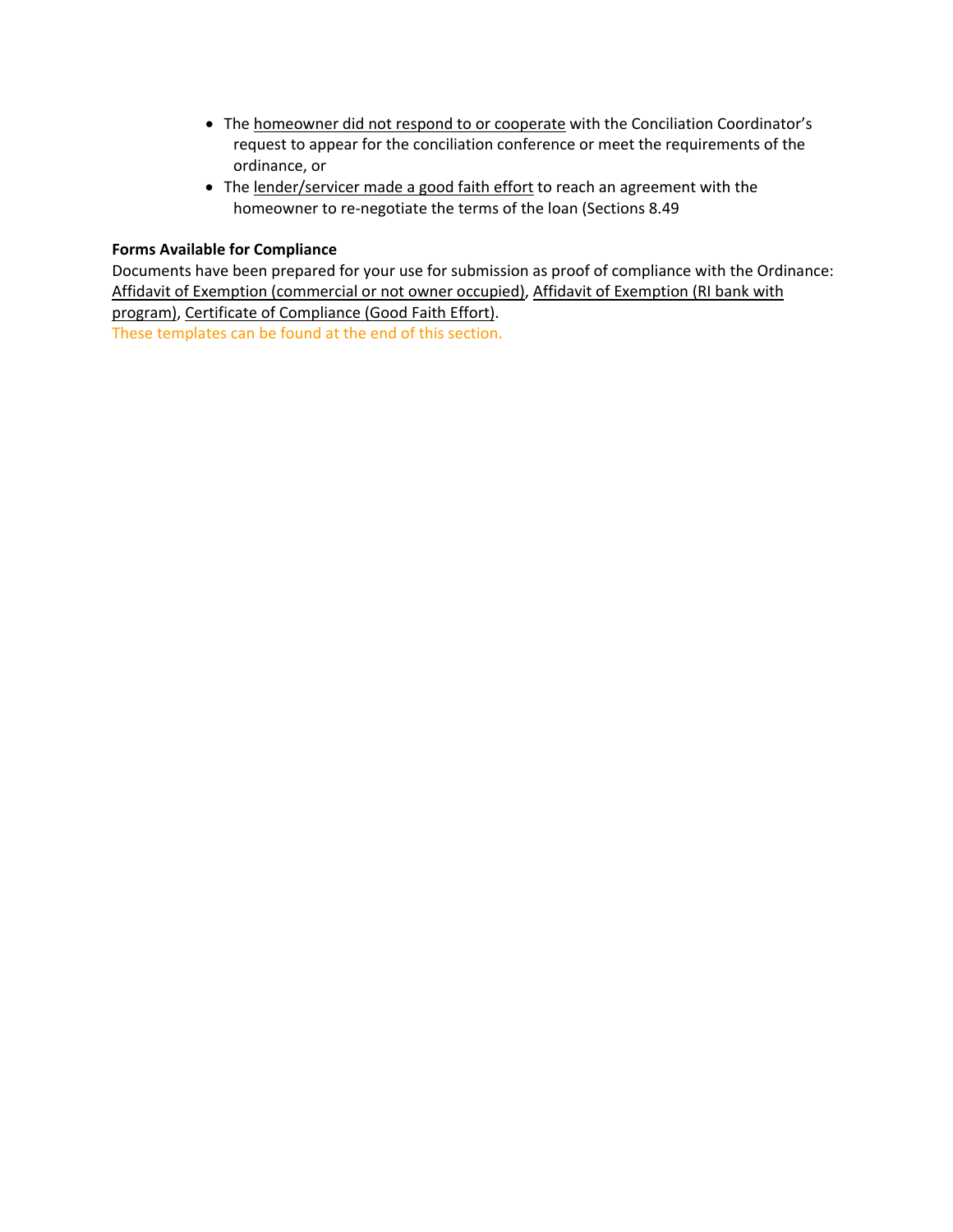- The <u>homeowner did not respond to or cooperate</u> with the Conciliation Coordinator's request to appear for the conciliation conference or meet the requirements of the ordinance, or
- The <u>lender/servicer made a good faith effort</u> to reach an agreement with the homeowner to re-negotiate the terms of the loan (Sections 8.49

**Forms Available for Compliance**

Documents have been prepared for your use for submission as proof of compliance with the Ordinance: <u>Affidavit of Exemption (commercial or not owner occupied)</u>, <u>Affidavit of Exemption (RI bank with program)</u>, <u>Certificate of Compliance (Good Faith Effort)</u>.

These templates can be found at the end of this section.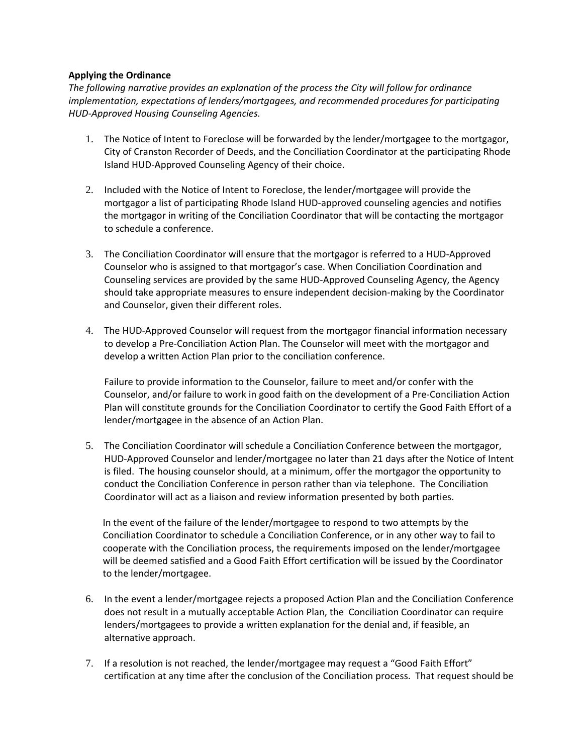**Applying the Ordinance**

*The following narrative provides an explanation of the process the City will follow for ordinance implementation, expectations of lenders/mortgagees, and recommended procedures for participating HUD-Approved Housing Counseling Agencies.*

1. The Notice of Intent to Foreclose will be forwarded by the lender/mortgagee to the mortgagor, City of Cranston Recorder of Deeds, and the Conciliation Coordinator at the participating Rhode Island HUD-Approved Counseling Agency of their choice.

2. Included with the Notice of Intent to Foreclose, the lender/mortgagee will provide the mortgagor a list of participating Rhode Island HUD-approved counseling agencies and notifies the mortgagor in writing of the Conciliation Coordinator that will be contacting the mortgagor to schedule a conference.

3. The Conciliation Coordinator will ensure that the mortgagor is referred to a HUD-Approved Counselor who is assigned to that mortgagor's case. When Conciliation Coordination and Counseling services are provided by the same HUD-Approved Counseling Agency, the Agency should take appropriate measures to ensure independent decision-making by the Coordinator and Counselor, given their different roles.

4. The HUD-Approved Counselor will request from the mortgagor financial information necessary to develop a Pre-Conciliation Action Plan. The Counselor will meet with the mortgagor and develop a written Action Plan prior to the conciliation conference.

   Failure to provide information to the Counselor, failure to meet and/or confer with the Counselor, and/or failure to work in good faith on the development of a Pre-Conciliation Action Plan will constitute grounds for the Conciliation Coordinator to certify the Good Faith Effort of a lender/mortgagee in the absence of an Action Plan.

5. The Conciliation Coordinator will schedule a Conciliation Conference between the mortgagor, HUD-Approved Counselor and lender/mortgagee no later than 21 days after the Notice of Intent is filed. The housing counselor should, at a minimum, offer the mortgagor the opportunity to conduct the Conciliation Conference in person rather than via telephone. The Conciliation Coordinator will act as a liaison and review information presented by both parties.

   In the event of the failure of the lender/mortgagee to respond to two attempts by the Conciliation Coordinator to schedule a Conciliation Conference, or in any other way to fail to cooperate with the Conciliation process, the requirements imposed on the lender/mortgagee will be deemed satisfied and a Good Faith Effort certification will be issued by the Coordinator to the lender/mortgagee.

6. In the event a lender/mortgagee rejects a proposed Action Plan and the Conciliation Conference does not result in a mutually acceptable Action Plan, the Conciliation Coordinator can require lenders/mortgagees to provide a written explanation for the denial and, if feasible, an alternative approach.

7. If a resolution is not reached, the lender/mortgagee may request a "Good Faith Effort" certification at any time after the conclusion of the Conciliation process. That request should be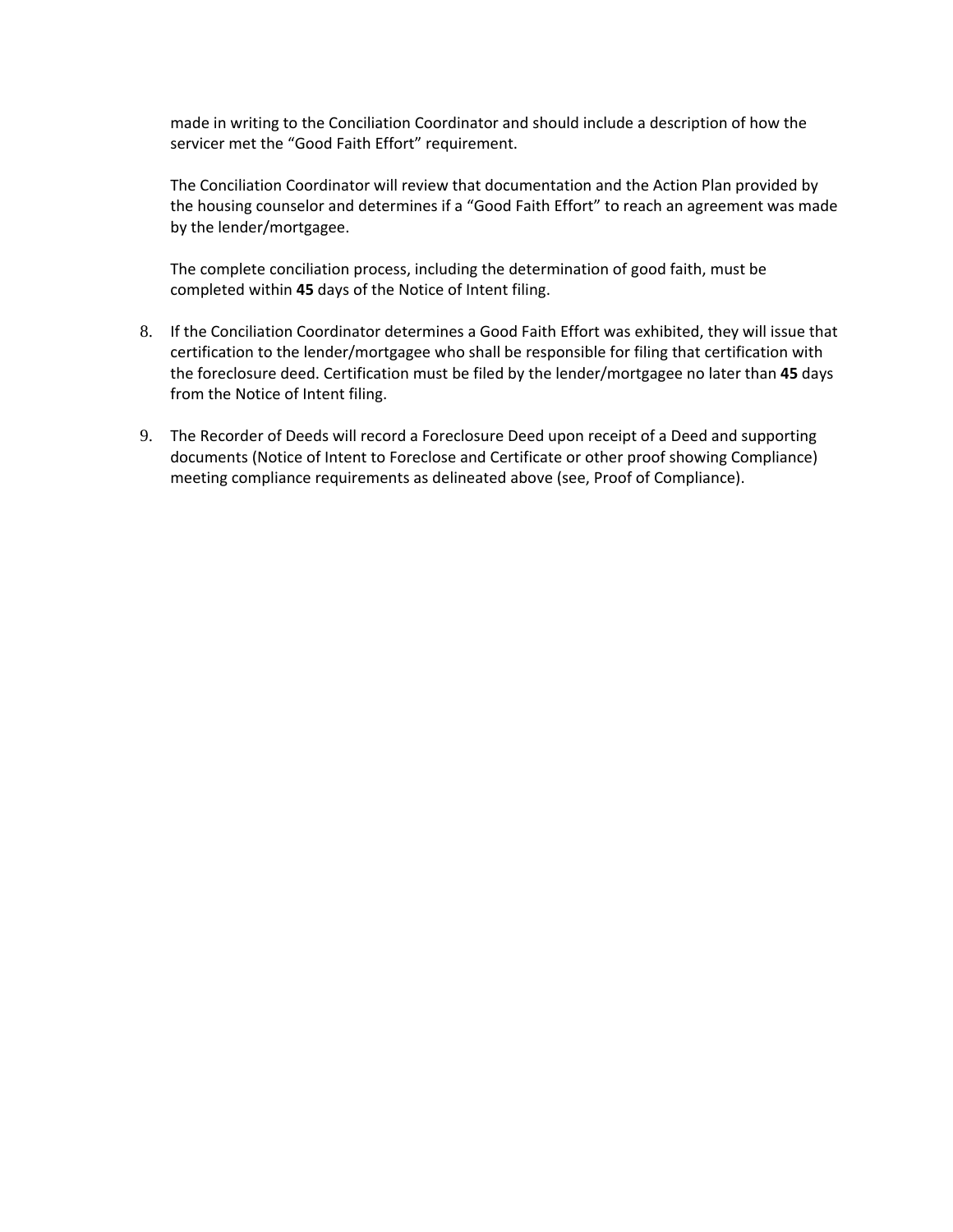made in writing to the Conciliation Coordinator and should include a description of how the servicer met the "Good Faith Effort" requirement.

The Conciliation Coordinator will review that documentation and the Action Plan provided by the housing counselor and determines if a "Good Faith Effort" to reach an agreement was made by the lender/mortgagee.

The complete conciliation process, including the determination of good faith, must be completed within **45** days of the Notice of Intent filing.

8. If the Conciliation Coordinator determines a Good Faith Effort was exhibited, they will issue that certification to the lender/mortgagee who shall be responsible for filing that certification with the foreclosure deed. Certification must be filed by the lender/mortgagee no later than **45** days from the Notice of Intent filing.

9. The Recorder of Deeds will record a Foreclosure Deed upon receipt of a Deed and supporting documents (Notice of Intent to Foreclose and Certificate or other proof showing Compliance) meeting compliance requirements as delineated above (see, Proof of Compliance).